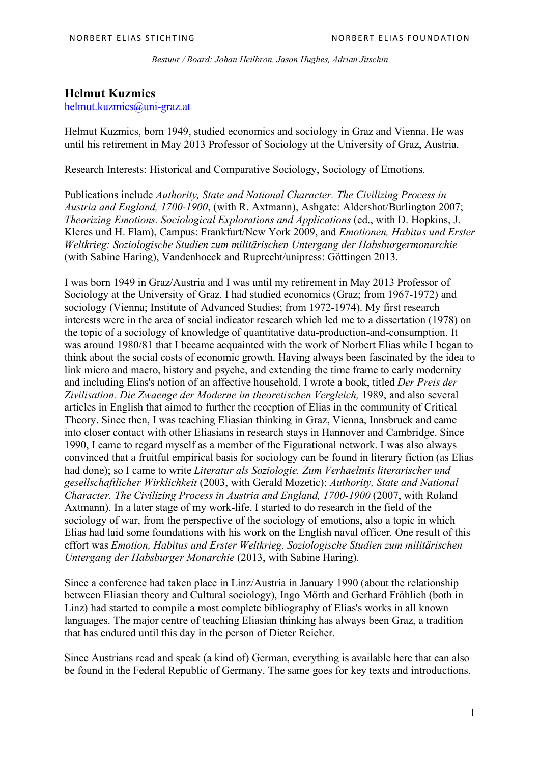## Helmut Kuzmics

helmut.kuzmics@uni-graz.at

Helmut Kuzmics, born 1949, studied economics and sociology in Graz and Vienna. He was until his retirement in May 2013 Professor of Sociology at the University of Graz, Austria.

Research Interests: Historical and Comparative Sociology, Sociology of Emotions.

Publications include *Authority, State and National Character. The Civilizing Process in Austria and England, 1700-1900*, (with R. Axtmann), Ashgate: Aldershot/Burlington 2007; *Theorizing Emotions. Sociological Explorations and Applications* (ed., with D. Hopkins, J. Kleres und H. Flam), Campus: Frankfurt/New York 2009, and *Emotionen, Habitus und Erster Weltkrieg: Soziologische Studien zum militärischen Untergang der Habsburgermonarchie* (with Sabine Haring), Vandenhoeck and Ruprecht/unipress: Göttingen 2013.

I was born 1949 in Graz/Austria and I was until my retirement in May 2013 Professor of Sociology at the University of Graz. I had studied economics (Graz; from 1967-1972) and sociology (Vienna; Institute of Advanced Studies; from 1972-1974). My first research interests were in the area of social indicator research which led me to a dissertation (1978) on the topic of a sociology of knowledge of quantitative data-production-and-consumption. It was around 1980/81 that I became acquainted with the work of Norbert Elias while I began to think about the social costs of economic growth. Having always been fascinated by the idea to link micro and macro, history and psyche, and extending the time frame to early modernity and including Elias's notion of an affective household, I wrote a book, titled *Der Preis der Zivilisation. Die Zwaenge der Moderne im theoretischen Vergleich,* 1989, and also several articles in English that aimed to further the reception of Elias in the community of Critical Theory. Since then, I was teaching Eliasian thinking in Graz, Vienna, Innsbruck and came into closer contact with other Eliasians in research stays in Hannover and Cambridge. Since 1990, I came to regard myself as a member of the Figurational network. I was also always convinced that a fruitful empirical basis for sociology can be found in literary fiction (as Elias had done); so I came to write *Literatur als Soziologie. Zum Verhaeltnis literarischer und gesellschaftlicher Wirklichkeit* (2003, with Gerald Mozetic); *Authority, State and National Character. The Civilizing Process in Austria and England, 1700-1900* (2007, with Roland Axtmann). In a later stage of my work-life, I started to do research in the field of the sociology of war, from the perspective of the sociology of emotions, also a topic in which Elias had laid some foundations with his work on the English naval officer. One result of this effort was *Emotion, Habitus und Erster Weltkrieg. Soziologische Studien zum militärischen Untergang der Habsburger Monarchie* (2013, with Sabine Haring).

Since a conference had taken place in Linz/Austria in January 1990 (about the relationship between Eliasian theory and Cultural sociology), Ingo Mörth and Gerhard Fröhlich (both in Linz) had started to compile a most complete bibliography of Elias's works in all known languages. The major centre of teaching Eliasian thinking has always been Graz, a tradition that has endured until this day in the person of Dieter Reicher.

Since Austrians read and speak (a kind of) German, everything is available here that can also be found in the Federal Republic of Germany. The same goes for key texts and introductions.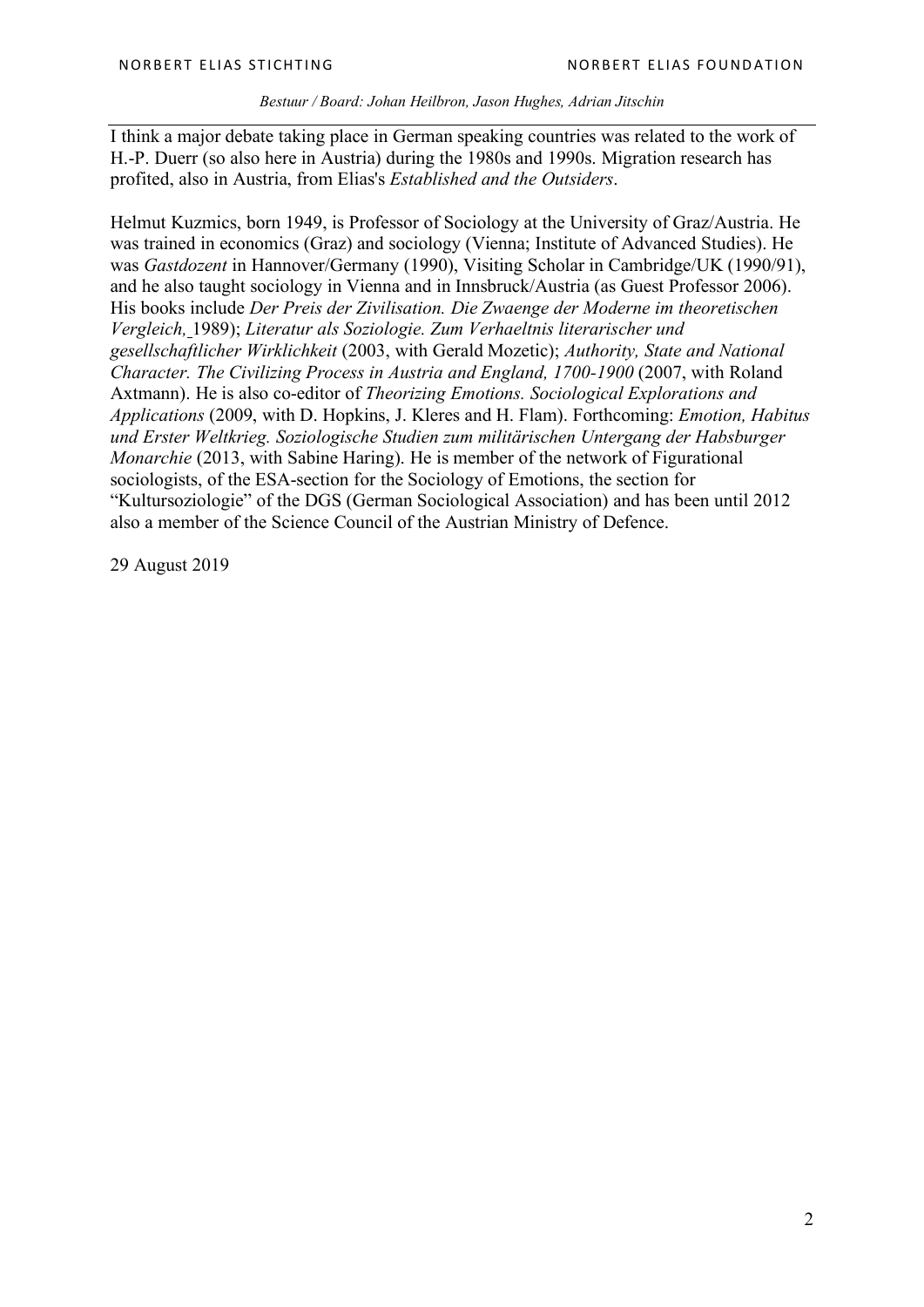I think a major debate taking place in German speaking countries was related to the work of H.-P. Duerr (so also here in Austria) during the 1980s and 1990s. Migration research has profited, also in Austria, from Elias's *Established and the Outsiders*.

Helmut Kuzmics, born 1949, is Professor of Sociology at the University of Graz/Austria. He was trained in economics (Graz) and sociology (Vienna; Institute of Advanced Studies). He was *Gastdozent* in Hannover/Germany (1990), Visiting Scholar in Cambridge/UK (1990/91), and he also taught sociology in Vienna and in Innsbruck/Austria (as Guest Professor 2006). His books include *Der Preis der Zivilisation. Die Zwaenge der Moderne im theoretischen Vergleich,* 1989); *Literatur als Soziologie. Zum Verhaeltnis literarischer und gesellschaftlicher Wirklichkeit* (2003, with Gerald Mozetic); *Authority, State and National Character. The Civilizing Process in Austria and England, 1700-1900* (2007, with Roland Axtmann). He is also co-editor of *Theorizing Emotions. Sociological Explorations and Applications* (2009, with D. Hopkins, J. Kleres and H. Flam). Forthcoming: *Emotion, Habitus und Erster Weltkrieg. Soziologische Studien zum militärischen Untergang der Habsburger Monarchie* (2013, with Sabine Haring). He is member of the network of Figurational sociologists, of the ESA-section for the Sociology of Emotions, the section for "Kultursoziologie" of the DGS (German Sociological Association) and has been until 2012 also a member of the Science Council of the Austrian Ministry of Defence.

29 August 2019